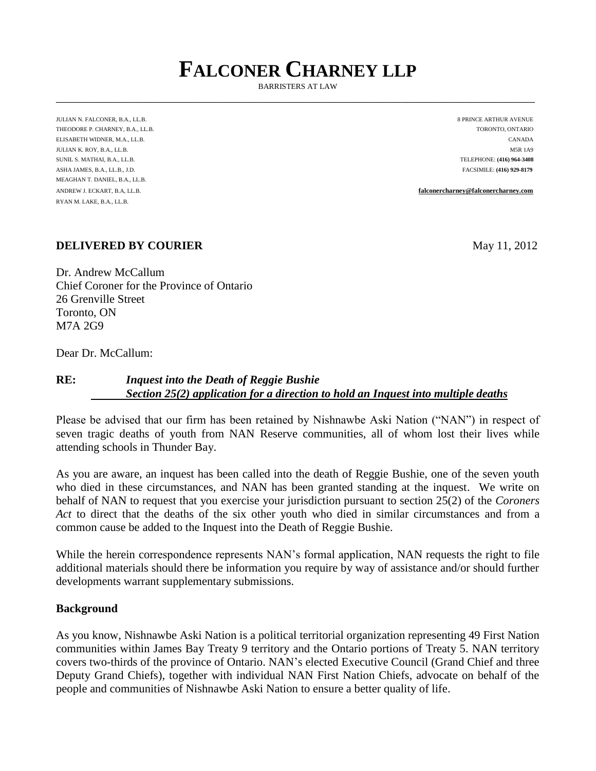# FALCONER CHARNEY LLP

BARRISTERS AT LAW

JULIAN N. FALCONER, B.A., LL.B.
THEODORE P. CHARNEY, B.A., LL.B.
ELISABETH WIDNER, M.A., LL.B.
JULIAN K. ROY, B.A., LL.B.
SUNIL S. MATHAI, B.A., LL.B.
ASHA JAMES, B.A., LL.B., J.D.
MEAGHAN T. DANIEL, B.A., LL.B.
ANDREW J. ECKART, B.A, LL.B.
RYAN M. LAKE, B.A., LL.B.

8 PRINCE ARTHUR AVENUE
TORONTO, ONTARIO
CANADA
M5R 1A9
TELEPHONE: **(416) 964-3408**
FACSIMILE: **(416) 929-8179**

**falconercharney@falconercharney.com**

**DELIVERED BY COURIER**

May 11, 2012

Dr. Andrew McCallum
Chief Coroner for the Province of Ontario
26 Grenville Street
Toronto, ON
M7A 2G9

Dear Dr. McCallum:

**RE: *Inquest into the Death of Reggie Bushie***
***Section 25(2) application for a direction to hold an Inquest into multiple deaths***

Please be advised that our firm has been retained by Nishnawbe Aski Nation ("NAN") in respect of seven tragic deaths of youth from NAN Reserve communities, all of whom lost their lives while attending schools in Thunder Bay.

As you are aware, an inquest has been called into the death of Reggie Bushie, one of the seven youth who died in these circumstances, and NAN has been granted standing at the inquest. We write on behalf of NAN to request that you exercise your jurisdiction pursuant to section 25(2) of the *Coroners Act* to direct that the deaths of the six other youth who died in similar circumstances and from a common cause be added to the Inquest into the Death of Reggie Bushie.

While the herein correspondence represents NAN's formal application, NAN requests the right to file additional materials should there be information you require by way of assistance and/or should further developments warrant supplementary submissions.

**Background**

As you know, Nishnawbe Aski Nation is a political territorial organization representing 49 First Nation communities within James Bay Treaty 9 territory and the Ontario portions of Treaty 5. NAN territory covers two-thirds of the province of Ontario. NAN's elected Executive Council (Grand Chief and three Deputy Grand Chiefs), together with individual NAN First Nation Chiefs, advocate on behalf of the people and communities of Nishnawbe Aski Nation to ensure a better quality of life.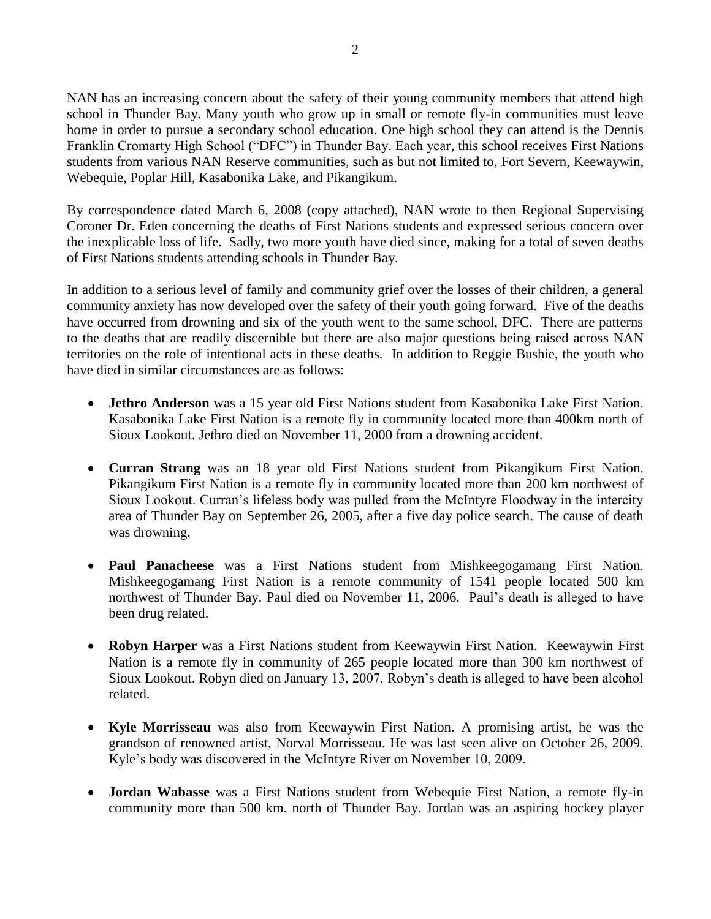NAN has an increasing concern about the safety of their young community members that attend high school in Thunder Bay. Many youth who grow up in small or remote fly-in communities must leave home in order to pursue a secondary school education. One high school they can attend is the Dennis Franklin Cromarty High School ("DFC") in Thunder Bay. Each year, this school receives First Nations students from various NAN Reserve communities, such as but not limited to, Fort Severn, Keewaywin, Webequie, Poplar Hill, Kasabonika Lake, and Pikangikum.

By correspondence dated March 6, 2008 (copy attached), NAN wrote to then Regional Supervising Coroner Dr. Eden concerning the deaths of First Nations students and expressed serious concern over the inexplicable loss of life. Sadly, two more youth have died since, making for a total of seven deaths of First Nations students attending schools in Thunder Bay.

In addition to a serious level of family and community grief over the losses of their children, a general community anxiety has now developed over the safety of their youth going forward. Five of the deaths have occurred from drowning and six of the youth went to the same school, DFC. There are patterns to the deaths that are readily discernible but there are also major questions being raised across NAN territories on the role of intentional acts in these deaths. In addition to Reggie Bushie, the youth who have died in similar circumstances are as follows:

- **Jethro Anderson** was a 15 year old First Nations student from Kasabonika Lake First Nation. Kasabonika Lake First Nation is a remote fly in community located more than 400km north of Sioux Lookout. Jethro died on November 11, 2000 from a drowning accident.
- **Curran Strang** was an 18 year old First Nations student from Pikangikum First Nation. Pikangikum First Nation is a remote fly in community located more than 200 km northwest of Sioux Lookout. Curran's lifeless body was pulled from the McIntyre Floodway in the intercity area of Thunder Bay on September 26, 2005, after a five day police search. The cause of death was drowning.
- **Paul Panacheese** was a First Nations student from Mishkeegogamang First Nation. Mishkeegogamang First Nation is a remote community of 1541 people located 500 km northwest of Thunder Bay. Paul died on November 11, 2006. Paul's death is alleged to have been drug related.
- **Robyn Harper** was a First Nations student from Keewaywin First Nation. Keewaywin First Nation is a remote fly in community of 265 people located more than 300 km northwest of Sioux Lookout. Robyn died on January 13, 2007. Robyn's death is alleged to have been alcohol related.
- **Kyle Morrisseau** was also from Keewaywin First Nation. A promising artist, he was the grandson of renowned artist, Norval Morrisseau. He was last seen alive on October 26, 2009. Kyle's body was discovered in the McIntyre River on November 10, 2009.
- **Jordan Wabasse** was a First Nations student from Webequie First Nation, a remote fly-in community more than 500 km. north of Thunder Bay. Jordan was an aspiring hockey player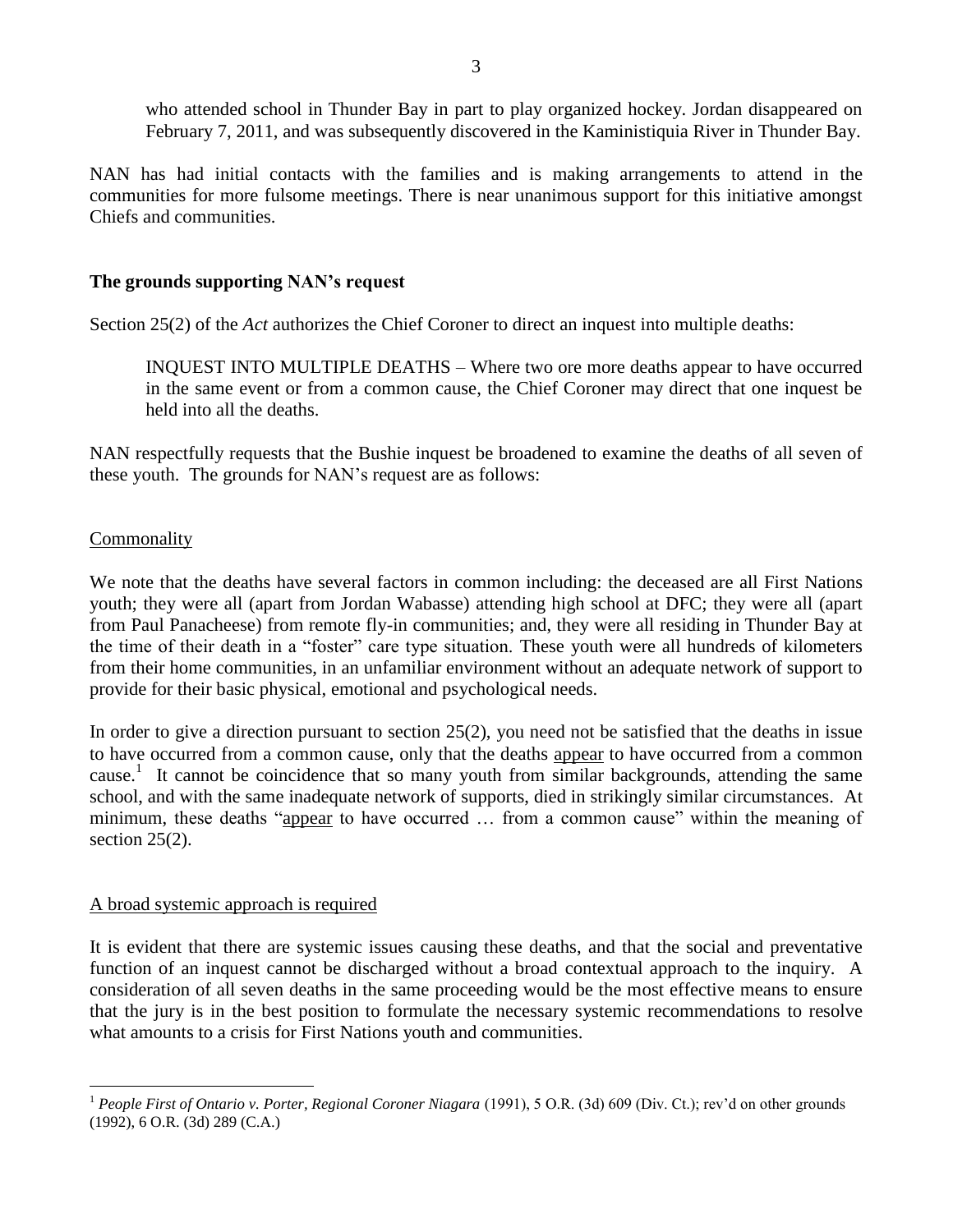who attended school in Thunder Bay in part to play organized hockey. Jordan disappeared on February 7, 2011, and was subsequently discovered in the Kaministiquia River in Thunder Bay.

NAN has had initial contacts with the families and is making arrangements to attend in the communities for more fulsome meetings. There is near unanimous support for this initiative amongst Chiefs and communities.

**The grounds supporting NAN's request**

Section 25(2) of the *Act* authorizes the Chief Coroner to direct an inquest into multiple deaths:

> INQUEST INTO MULTIPLE DEATHS – Where two ore more deaths appear to have occurred in the same event or from a common cause, the Chief Coroner may direct that one inquest be held into all the deaths.

NAN respectfully requests that the Bushie inquest be broadened to examine the deaths of all seven of these youth. The grounds for NAN's request are as follows:

<u>Commonality</u>

We note that the deaths have several factors in common including: the deceased are all First Nations youth; they were all (apart from Jordan Wabasse) attending high school at DFC; they were all (apart from Paul Panacheese) from remote fly-in communities; and, they were all residing in Thunder Bay at the time of their death in a "foster" care type situation. These youth were all hundreds of kilometers from their home communities, in an unfamiliar environment without an adequate network of support to provide for their basic physical, emotional and psychological needs.

In order to give a direction pursuant to section 25(2), you need not be satisfied that the deaths in issue to have occurred from a common cause, only that the deaths <u>appear</u> to have occurred from a common cause.[1] It cannot be coincidence that so many youth from similar backgrounds, attending the same school, and with the same inadequate network of supports, died in strikingly similar circumstances. At minimum, these deaths "<u>appear</u> to have occurred … from a common cause" within the meaning of section 25(2).

<u>A broad systemic approach is required</u>

It is evident that there are systemic issues causing these deaths, and that the social and preventative function of an inquest cannot be discharged without a broad contextual approach to the inquiry. A consideration of all seven deaths in the same proceeding would be the most effective means to ensure that the jury is in the best position to formulate the necessary systemic recommendations to resolve what amounts to a crisis for First Nations youth and communities.

---

[1] *People First of Ontario v. Porter, Regional Coroner Niagara* (1991), 5 O.R. (3d) 609 (Div. Ct.); rev'd on other grounds (1992), 6 O.R. (3d) 289 (C.A.)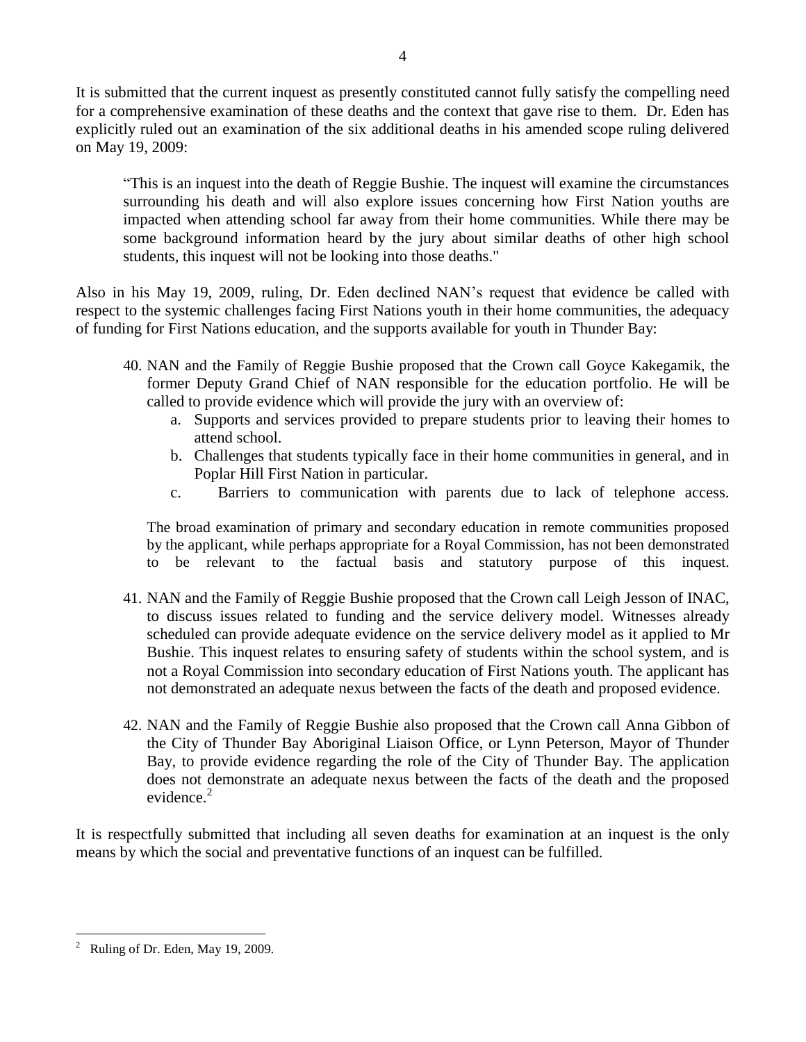It is submitted that the current inquest as presently constituted cannot fully satisfy the compelling need for a comprehensive examination of these deaths and the context that gave rise to them. Dr. Eden has explicitly ruled out an examination of the six additional deaths in his amended scope ruling delivered on May 19, 2009:

> "This is an inquest into the death of Reggie Bushie. The inquest will examine the circumstances surrounding his death and will also explore issues concerning how First Nation youths are impacted when attending school far away from their home communities. While there may be some background information heard by the jury about similar deaths of other high school students, this inquest will not be looking into those deaths."

Also in his May 19, 2009, ruling, Dr. Eden declined NAN's request that evidence be called with respect to the systemic challenges facing First Nations youth in their home communities, the adequacy of funding for First Nations education, and the supports available for youth in Thunder Bay:

> 40. NAN and the Family of Reggie Bushie proposed that the Crown call Goyce Kakegamik, the former Deputy Grand Chief of NAN responsible for the education portfolio. He will be called to provide evidence which will provide the jury with an overview of:
>     a. Supports and services provided to prepare students prior to leaving their homes to attend school.
>     b. Challenges that students typically face in their home communities in general, and in Poplar Hill First Nation in particular.
>     c. Barriers to communication with parents due to lack of telephone access.
>
> The broad examination of primary and secondary education in remote communities proposed by the applicant, while perhaps appropriate for a Royal Commission, has not been demonstrated to be relevant to the factual basis and statutory purpose of this inquest.
>
> 41. NAN and the Family of Reggie Bushie proposed that the Crown call Leigh Jesson of INAC, to discuss issues related to funding and the service delivery model. Witnesses already scheduled can provide adequate evidence on the service delivery model as it applied to Mr Bushie. This inquest relates to ensuring safety of students within the school system, and is not a Royal Commission into secondary education of First Nations youth. The applicant has not demonstrated an adequate nexus between the facts of the death and proposed evidence.
>
> 42. NAN and the Family of Reggie Bushie also proposed that the Crown call Anna Gibbon of the City of Thunder Bay Aboriginal Liaison Office, or Lynn Peterson, Mayor of Thunder Bay, to provide evidence regarding the role of the City of Thunder Bay. The application does not demonstrate an adequate nexus between the facts of the death and the proposed evidence.[2]

It is respectfully submitted that including all seven deaths for examination at an inquest is the only means by which the social and preventative functions of an inquest can be fulfilled.

---

[2] Ruling of Dr. Eden, May 19, 2009.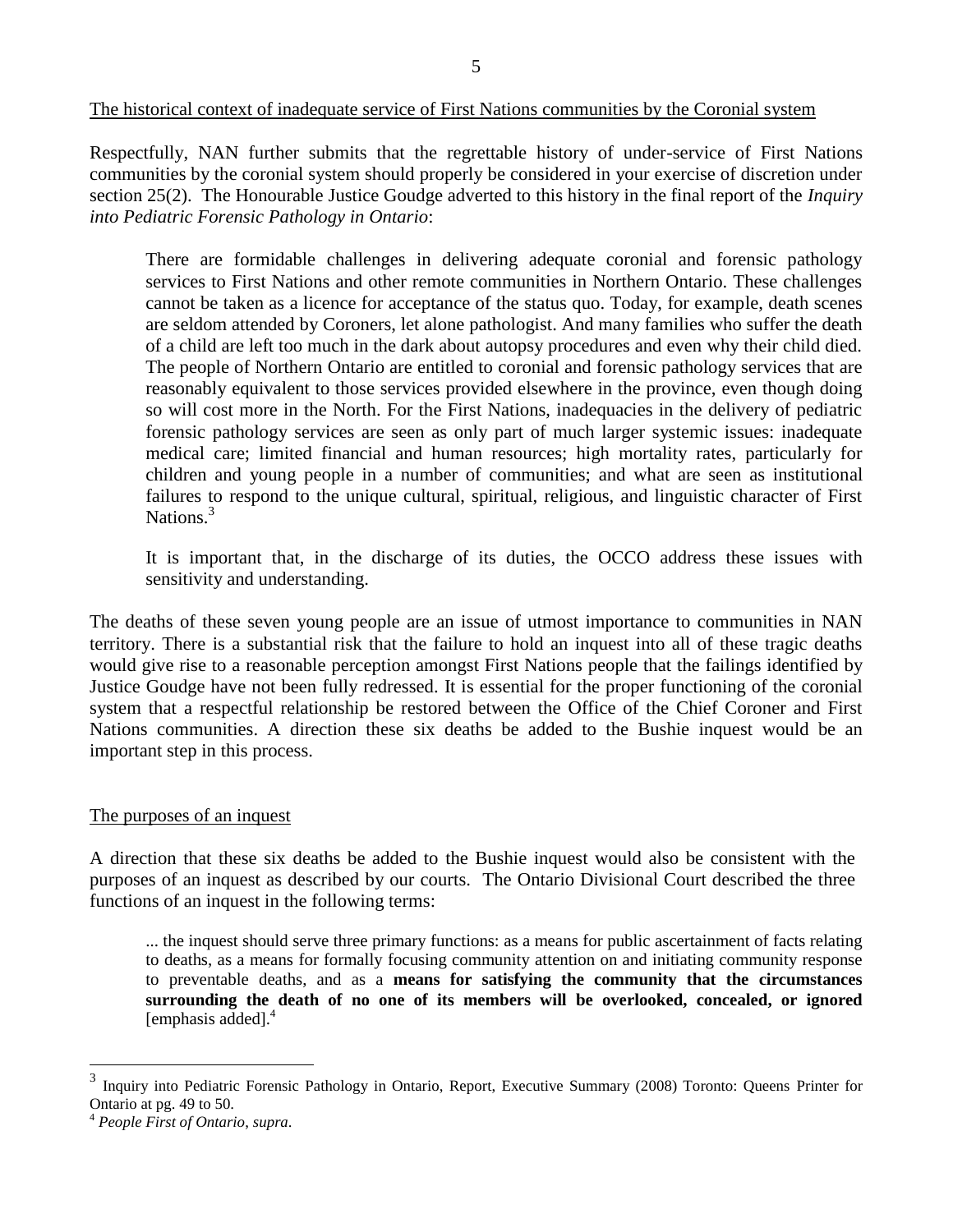The historical context of inadequate service of First Nations communities by the Coronial system

Respectfully, NAN further submits that the regrettable history of under-service of First Nations communities by the coronial system should properly be considered in your exercise of discretion under section 25(2). The Honourable Justice Goudge adverted to this history in the final report of the *Inquiry into Pediatric Forensic Pathology in Ontario*:

> There are formidable challenges in delivering adequate coronial and forensic pathology services to First Nations and other remote communities in Northern Ontario. These challenges cannot be taken as a licence for acceptance of the status quo. Today, for example, death scenes are seldom attended by Coroners, let alone pathologist. And many families who suffer the death of a child are left too much in the dark about autopsy procedures and even why their child died. The people of Northern Ontario are entitled to coronial and forensic pathology services that are reasonably equivalent to those services provided elsewhere in the province, even though doing so will cost more in the North. For the First Nations, inadequacies in the delivery of pediatric forensic pathology services are seen as only part of much larger systemic issues: inadequate medical care; limited financial and human resources; high mortality rates, particularly for children and young people in a number of communities; and what are seen as institutional failures to respond to the unique cultural, spiritual, religious, and linguistic character of First Nations.[3]
>
> It is important that, in the discharge of its duties, the OCCO address these issues with sensitivity and understanding.

The deaths of these seven young people are an issue of utmost importance to communities in NAN territory. There is a substantial risk that the failure to hold an inquest into all of these tragic deaths would give rise to a reasonable perception amongst First Nations people that the failings identified by Justice Goudge have not been fully redressed. It is essential for the proper functioning of the coronial system that a respectful relationship be restored between the Office of the Chief Coroner and First Nations communities. A direction these six deaths be added to the Bushie inquest would be an important step in this process.

The purposes of an inquest

A direction that these six deaths be added to the Bushie inquest would also be consistent with the purposes of an inquest as described by our courts. The Ontario Divisional Court described the three functions of an inquest in the following terms:

> ... the inquest should serve three primary functions: as a means for public ascertainment of facts relating to deaths, as a means for formally focusing community attention on and initiating community response to preventable deaths, and as a **means for satisfying the community that the circumstances surrounding the death of no one of its members will be overlooked, concealed, or ignored** [emphasis added].[4]

---

[3] Inquiry into Pediatric Forensic Pathology in Ontario, Report, Executive Summary (2008) Toronto: Queens Printer for Ontario at pg. 49 to 50.

[4] *People First of Ontario*, *supra*.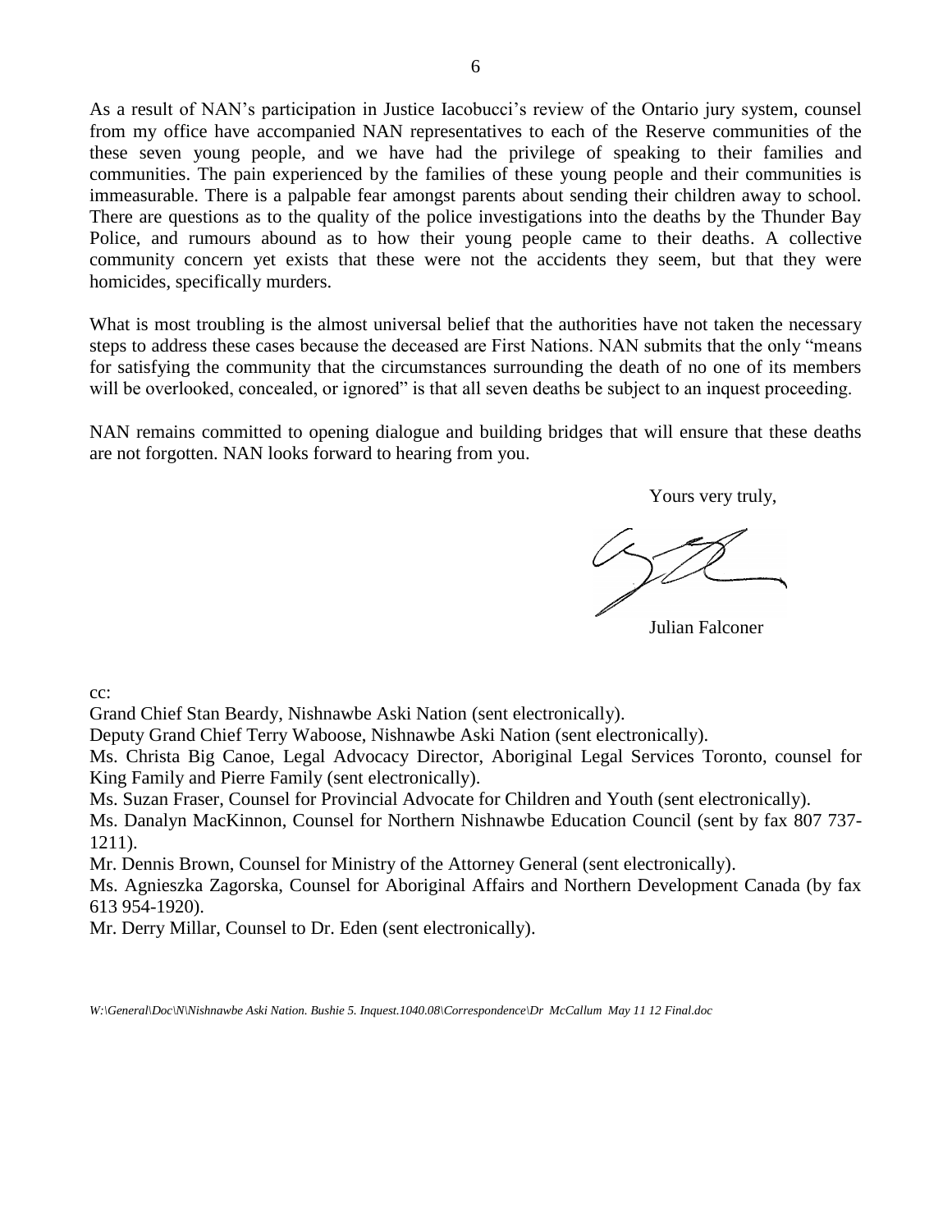As a result of NAN's participation in Justice Iacobucci's review of the Ontario jury system, counsel from my office have accompanied NAN representatives to each of the Reserve communities of the these seven young people, and we have had the privilege of speaking to their families and communities. The pain experienced by the families of these young people and their communities is immeasurable. There is a palpable fear amongst parents about sending their children away to school. There are questions as to the quality of the police investigations into the deaths by the Thunder Bay Police, and rumours abound as to how their young people came to their deaths. A collective community concern yet exists that these were not the accidents they seem, but that they were homicides, specifically murders.

What is most troubling is the almost universal belief that the authorities have not taken the necessary steps to address these cases because the deceased are First Nations. NAN submits that the only "means for satisfying the community that the circumstances surrounding the death of no one of its members will be overlooked, concealed, or ignored" is that all seven deaths be subject to an inquest proceeding.

NAN remains committed to opening dialogue and building bridges that will ensure that these deaths are not forgotten. NAN looks forward to hearing from you.

Yours very truly,

Julian Falconer

cc:

Grand Chief Stan Beardy, Nishnawbe Aski Nation (sent electronically).

Deputy Grand Chief Terry Waboose, Nishnawbe Aski Nation (sent electronically).

Ms. Christa Big Canoe, Legal Advocacy Director, Aboriginal Legal Services Toronto, counsel for King Family and Pierre Family (sent electronically).

Ms. Suzan Fraser, Counsel for Provincial Advocate for Children and Youth (sent electronically).

Ms. Danalyn MacKinnon, Counsel for Northern Nishnawbe Education Council (sent by fax 807 737-1211).

Mr. Dennis Brown, Counsel for Ministry of the Attorney General (sent electronically).

Ms. Agnieszka Zagorska, Counsel for Aboriginal Affairs and Northern Development Canada (by fax 613 954-1920).

Mr. Derry Millar, Counsel to Dr. Eden (sent electronically).

*W:\General\Doc\N\Nishnawbe Aski Nation. Bushie 5. Inquest.1040.08\Correspondence\Dr McCallum May 11 12 Final.doc*